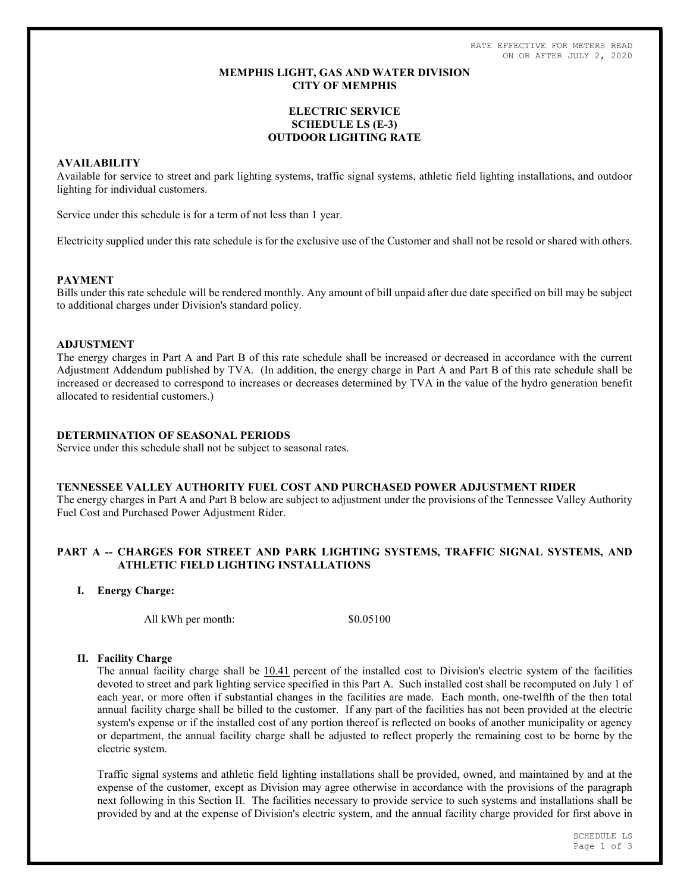RATE EFFECTIVE FOR METERS READ ON OR AFTER JULY 2, 2020

**MEMPHIS LIGHT, GAS AND WATER DIVISION**
**CITY OF MEMPHIS**

**ELECTRIC SERVICE**
**SCHEDULE LS (E-3)**
**OUTDOOR LIGHTING RATE**

## AVAILABILITY

Available for service to street and park lighting systems, traffic signal systems, athletic field lighting installations, and outdoor lighting for individual customers.

Service under this schedule is for a term of not less than 1 year.

Electricity supplied under this rate schedule is for the exclusive use of the Customer and shall not be resold or shared with others.

## PAYMENT

Bills under this rate schedule will be rendered monthly. Any amount of bill unpaid after due date specified on bill may be subject to additional charges under Division's standard policy.

## ADJUSTMENT

The energy charges in Part A and Part B of this rate schedule shall be increased or decreased in accordance with the current Adjustment Addendum published by TVA. (In addition, the energy charge in Part A and Part B of this rate schedule shall be increased or decreased to correspond to increases or decreases determined by TVA in the value of the hydro generation benefit allocated to residential customers.)

## DETERMINATION OF SEASONAL PERIODS

Service under this schedule shall not be subject to seasonal rates.

## TENNESSEE VALLEY AUTHORITY FUEL COST AND PURCHASED POWER ADJUSTMENT RIDER

The energy charges in Part A and Part B below are subject to adjustment under the provisions of the Tennessee Valley Authority Fuel Cost and Purchased Power Adjustment Rider.

## PART A -- CHARGES FOR STREET AND PARK LIGHTING SYSTEMS, TRAFFIC SIGNAL SYSTEMS, AND ATHLETIC FIELD LIGHTING INSTALLATIONS

### I. Energy Charge:

All kWh per month: $0.05100

### II. Facility Charge

The annual facility charge shall be 10.41 percent of the installed cost to Division's electric system of the facilities devoted to street and park lighting service specified in this Part A. Such installed cost shall be recomputed on July 1 of each year, or more often if substantial changes in the facilities are made. Each month, one-twelfth of the then total annual facility charge shall be billed to the customer. If any part of the facilities has not been provided at the electric system's expense or if the installed cost of any portion thereof is reflected on books of another municipality or agency or department, the annual facility charge shall be adjusted to reflect properly the remaining cost to be borne by the electric system.

Traffic signal systems and athletic field lighting installations shall be provided, owned, and maintained by and at the expense of the customer, except as Division may agree otherwise in accordance with the provisions of the paragraph next following in this Section II. The facilities necessary to provide service to such systems and installations shall be provided by and at the expense of Division's electric system, and the annual facility charge provided for first above in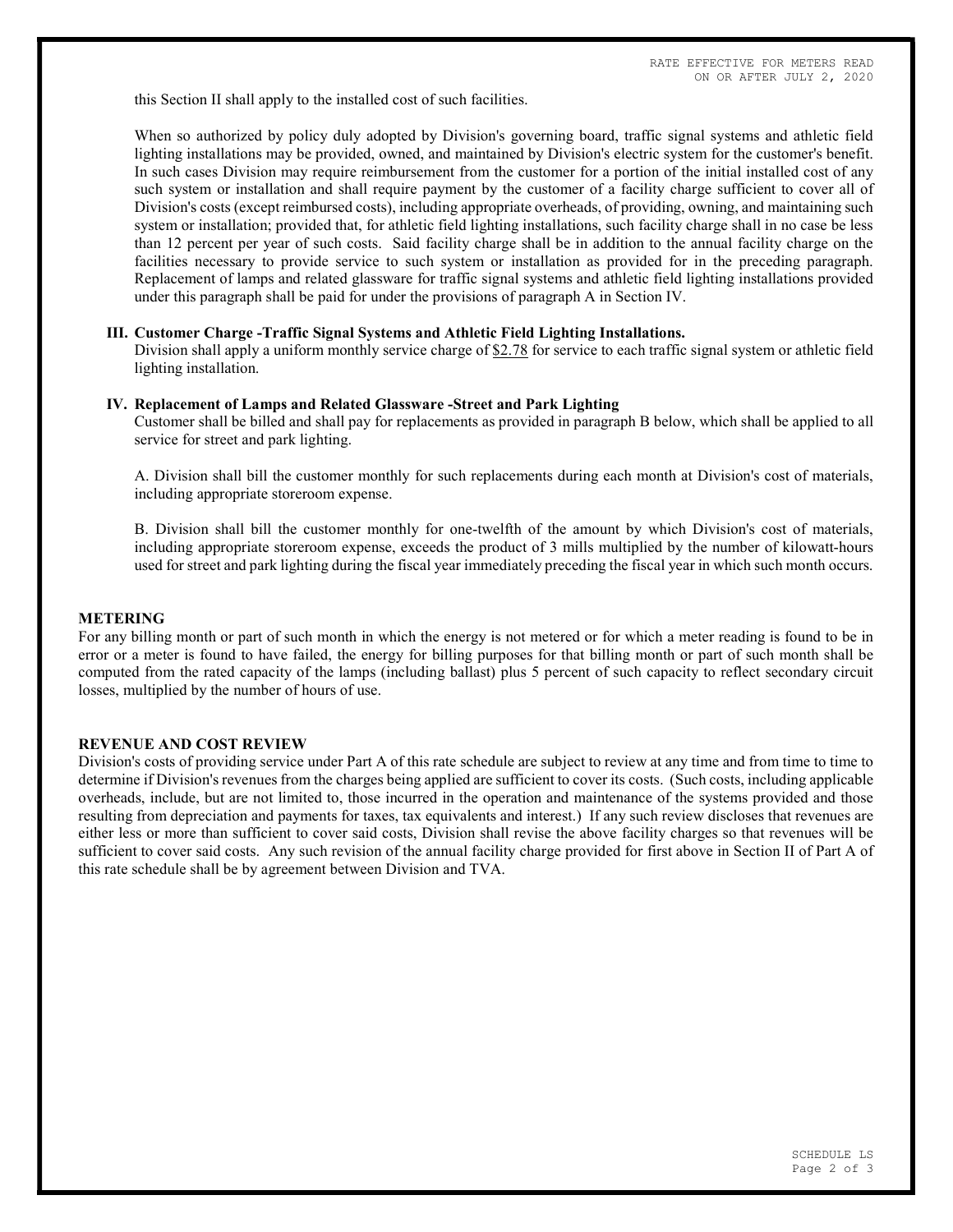this Section II shall apply to the installed cost of such facilities.

When so authorized by policy duly adopted by Division's governing board, traffic signal systems and athletic field lighting installations may be provided, owned, and maintained by Division's electric system for the customer's benefit. In such cases Division may require reimbursement from the customer for a portion of the initial installed cost of any such system or installation and shall require payment by the customer of a facility charge sufficient to cover all of Division's costs (except reimbursed costs), including appropriate overheads, of providing, owning, and maintaining such system or installation; provided that, for athletic field lighting installations, such facility charge shall in no case be less than 12 percent per year of such costs. Said facility charge shall be in addition to the annual facility charge on the facilities necessary to provide service to such system or installation as provided for in the preceding paragraph. Replacement of lamps and related glassware for traffic signal systems and athletic field lighting installations provided under this paragraph shall be paid for under the provisions of paragraph A in Section IV.

**III. Customer Charge -Traffic Signal Systems and Athletic Field Lighting Installations.**

Division shall apply a uniform monthly service charge of $2.78 for service to each traffic signal system or athletic field lighting installation.

**IV. Replacement of Lamps and Related Glassware -Street and Park Lighting**

Customer shall be billed and shall pay for replacements as provided in paragraph B below, which shall be applied to all service for street and park lighting.

A. Division shall bill the customer monthly for such replacements during each month at Division's cost of materials, including appropriate storeroom expense.

B. Division shall bill the customer monthly for one-twelfth of the amount by which Division's cost of materials, including appropriate storeroom expense, exceeds the product of 3 mills multiplied by the number of kilowatt-hours used for street and park lighting during the fiscal year immediately preceding the fiscal year in which such month occurs.

## METERING

For any billing month or part of such month in which the energy is not metered or for which a meter reading is found to be in error or a meter is found to have failed, the energy for billing purposes for that billing month or part of such month shall be computed from the rated capacity of the lamps (including ballast) plus 5 percent of such capacity to reflect secondary circuit losses, multiplied by the number of hours of use.

## REVENUE AND COST REVIEW

Division's costs of providing service under Part A of this rate schedule are subject to review at any time and from time to time to determine if Division's revenues from the charges being applied are sufficient to cover its costs. (Such costs, including applicable overheads, include, but are not limited to, those incurred in the operation and maintenance of the systems provided and those resulting from depreciation and payments for taxes, tax equivalents and interest.) If any such review discloses that revenues are either less or more than sufficient to cover said costs, Division shall revise the above facility charges so that revenues will be sufficient to cover said costs. Any such revision of the annual facility charge provided for first above in Section II of Part A of this rate schedule shall be by agreement between Division and TVA.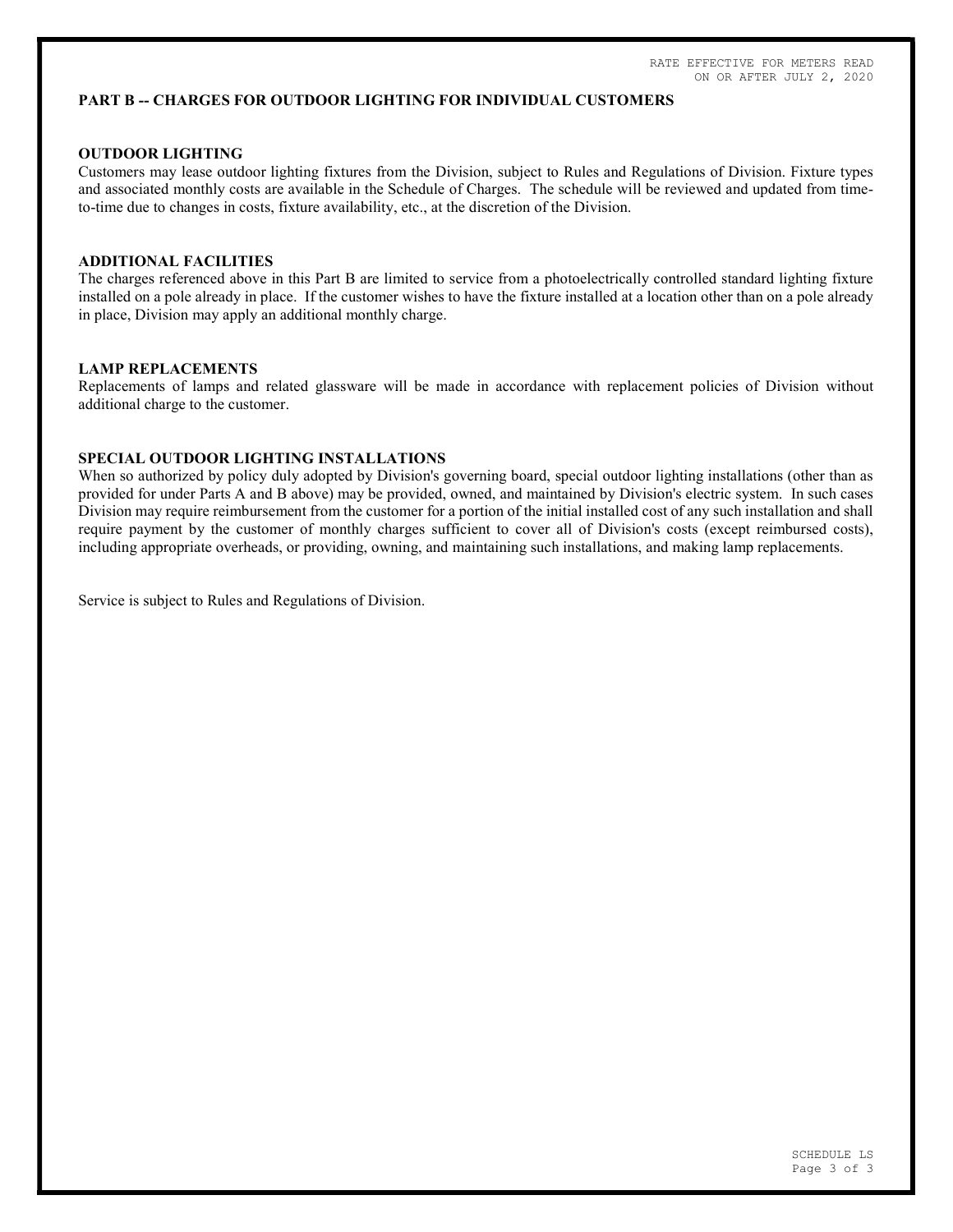RATE EFFECTIVE FOR METERS READ ON OR AFTER JULY 2, 2020

## PART B -- CHARGES FOR OUTDOOR LIGHTING FOR INDIVIDUAL CUSTOMERS

### OUTDOOR LIGHTING

Customers may lease outdoor lighting fixtures from the Division, subject to Rules and Regulations of Division. Fixture types and associated monthly costs are available in the Schedule of Charges. The schedule will be reviewed and updated from time-to-time due to changes in costs, fixture availability, etc., at the discretion of the Division.

### ADDITIONAL FACILITIES

The charges referenced above in this Part B are limited to service from a photoelectrically controlled standard lighting fixture installed on a pole already in place. If the customer wishes to have the fixture installed at a location other than on a pole already in place, Division may apply an additional monthly charge.

### LAMP REPLACEMENTS

Replacements of lamps and related glassware will be made in accordance with replacement policies of Division without additional charge to the customer.

### SPECIAL OUTDOOR LIGHTING INSTALLATIONS

When so authorized by policy duly adopted by Division's governing board, special outdoor lighting installations (other than as provided for under Parts A and B above) may be provided, owned, and maintained by Division's electric system. In such cases Division may require reimbursement from the customer for a portion of the initial installed cost of any such installation and shall require payment by the customer of monthly charges sufficient to cover all of Division's costs (except reimbursed costs), including appropriate overheads, or providing, owning, and maintaining such installations, and making lamp replacements.

Service is subject to Rules and Regulations of Division.

SCHEDULE LS